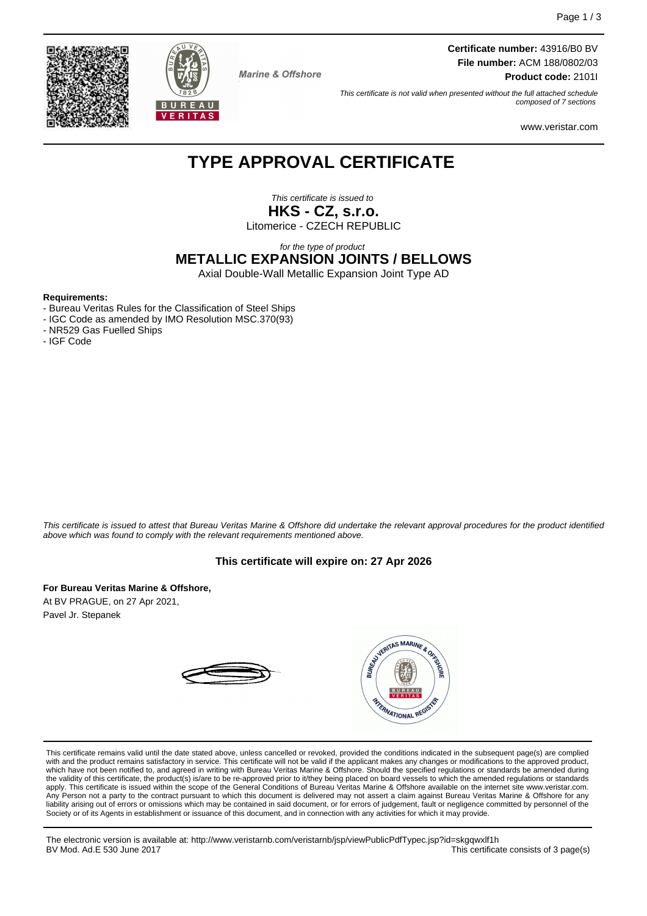Marine & Offshore

**Certificate number:** 43916/B0 BV
**File number:** ACM 188/0802/03
**Product code:** 2101I

*This certificate is not valid when presented without the full attached schedule composed of 7 sections*

www.veristar.com

# TYPE APPROVAL CERTIFICATE

*This certificate is issued to*

**HKS - CZ, s.r.o.**

Litomerice - CZECH REPUBLIC

*for the type of product*

**METALLIC EXPANSION JOINTS / BELLOWS**

Axial Double-Wall Metallic Expansion Joint Type AD

**Requirements:**

- Bureau Veritas Rules for the Classification of Steel Ships
- IGC Code as amended by IMO Resolution MSC.370(93)
- NR529 Gas Fuelled Ships
- IGF Code

*This certificate is issued to attest that Bureau Veritas Marine & Offshore did undertake the relevant approval procedures for the product identified above which was found to comply with the relevant requirements mentioned above.*

**This certificate will expire on: 27 Apr 2026**

**For Bureau Veritas Marine & Offshore,**

At BV PRAGUE, on 27 Apr 2021,

Pavel Jr. Stepanek

This certificate remains valid until the date stated above, unless cancelled or revoked, provided the conditions indicated in the subsequent page(s) are complied with and the product remains satisfactory in service. This certificate will not be valid if the applicant makes any changes or modifications to the approved product, which have not been notified to, and agreed in writing with Bureau Veritas Marine & Offshore. Should the specified regulations or standards be amended during the validity of this certificate, the product(s) is/are to be re-approved prior to it/they being placed on board vessels to which the amended regulations or standards apply. This certificate is issued within the scope of the General Conditions of Bureau Veritas Marine & Offshore available on the internet site www.veristar.com. Any Person not a party to the contract pursuant to which this document is delivered may not assert a claim against Bureau Veritas Marine & Offshore for any liability arising out of errors or omissions which may be contained in said document, or for errors of judgement, fault or negligence committed by personnel of the Society or of its Agents in establishment or issuance of this document, and in connection with any activities for which it may provide.

The electronic version is available at: http://www.veristarnb.com/veristarnb/jsp/viewPublicPdfTypec.jsp?id=skgqwxlf1h

BV Mod. Ad.E 530 June 2017

This certificate consists of 3 page(s)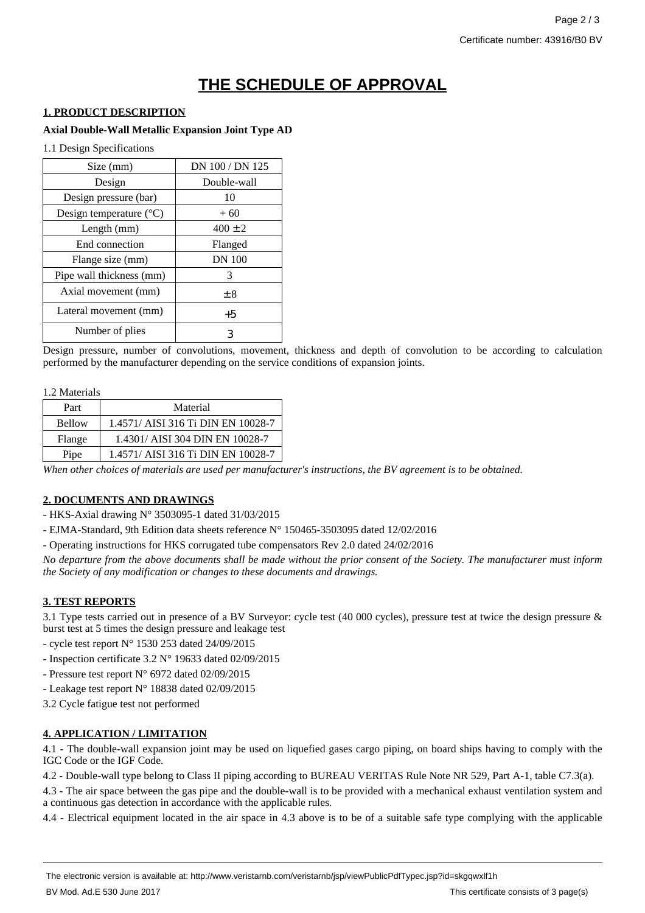# THE SCHEDULE OF APPROVAL

## 1. PRODUCT DESCRIPTION

**Axial Double-Wall Metallic Expansion Joint Type AD**

1.1 Design Specifications

| Size (mm) | DN 100 / DN 125 |
|---|---|
| Design | Double-wall |
| Design pressure (bar) | 10 |
| Design temperature (°C) | + 60 |
| Length (mm) | 400 ± 2 |
| End connection | Flanged |
| Flange size (mm) | DN 100 |
| Pipe wall thickness (mm) | 3 |
| Axial movement (mm) | ± 8 |
| Lateral movement (mm) | +5 |
| Number of plies | 3 |

Design pressure, number of convolutions, movement, thickness and depth of convolution to be according to calculation performed by the manufacturer depending on the service conditions of expansion joints.

1.2 Materials

| Part | Material |
|---|---|
| Bellow | 1.4571/ AISI 316 Ti DIN EN 10028-7 |
| Flange | 1.4301/ AISI 304 DIN EN 10028-7 |
| Pipe | 1.4571/ AISI 316 Ti DIN EN 10028-7 |

*When other choices of materials are used per manufacturer's instructions, the BV agreement is to be obtained.*

## 2. DOCUMENTS AND DRAWINGS

- HKS-Axial drawing N° 3503095-1 dated 31/03/2015
- EJMA-Standard, 9th Edition data sheets reference N° 150465-3503095 dated 12/02/2016
- Operating instructions for HKS corrugated tube compensators Rev 2.0 dated 24/02/2016

*No departure from the above documents shall be made without the prior consent of the Society. The manufacturer must inform the Society of any modification or changes to these documents and drawings.*

## 3. TEST REPORTS

3.1 Type tests carried out in presence of a BV Surveyor: cycle test (40 000 cycles), pressure test at twice the design pressure & burst test at 5 times the design pressure and leakage test

- cycle test report N° 1530 253 dated 24/09/2015
- Inspection certificate 3.2 N° 19633 dated 02/09/2015
- Pressure test report N° 6972 dated 02/09/2015
- Leakage test report N° 18838 dated 02/09/2015

3.2 Cycle fatigue test not performed

## 4. APPLICATION / LIMITATION

4.1 - The double-wall expansion joint may be used on liquefied gases cargo piping, on board ships having to comply with the IGC Code or the IGF Code.

4.2 - Double-wall type belong to Class II piping according to BUREAU VERITAS Rule Note NR 529, Part A-1, table C7.3(a).

4.3 - The air space between the gas pipe and the double-wall is to be provided with a mechanical exhaust ventilation system and a continuous gas detection in accordance with the applicable rules.

4.4 - Electrical equipment located in the air space in 4.3 above is to be of a suitable safe type complying with the applicable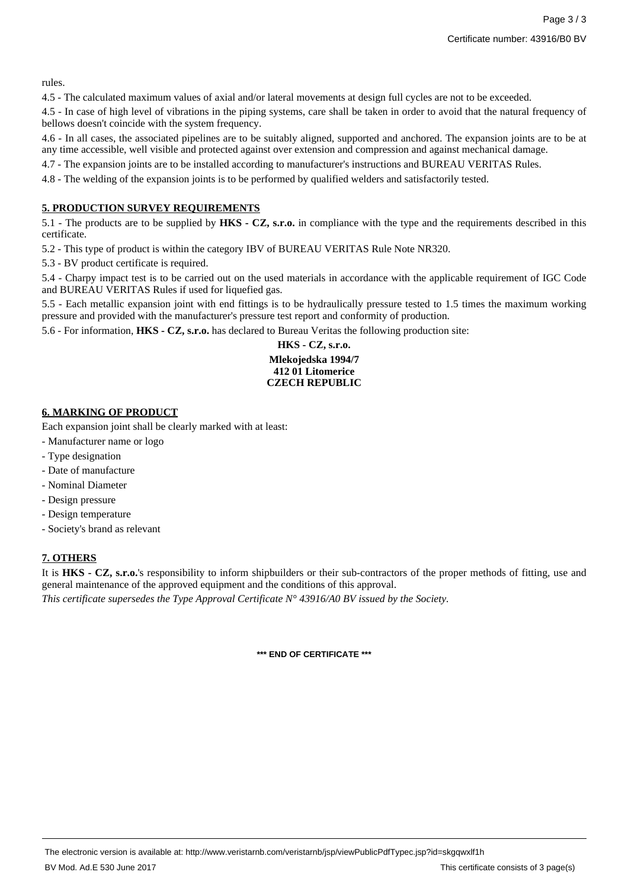rules.

4.5 - The calculated maximum values of axial and/or lateral movements at design full cycles are not to be exceeded.

4.5 - In case of high level of vibrations in the piping systems, care shall be taken in order to avoid that the natural frequency of bellows doesn't coincide with the system frequency.

4.6 - In all cases, the associated pipelines are to be suitably aligned, supported and anchored. The expansion joints are to be at any time accessible, well visible and protected against over extension and compression and against mechanical damage.

4.7 - The expansion joints are to be installed according to manufacturer's instructions and BUREAU VERITAS Rules.

4.8 - The welding of the expansion joints is to be performed by qualified welders and satisfactorily tested.

## 5. PRODUCTION SURVEY REQUIREMENTS

5.1 - The products are to be supplied by **HKS - CZ, s.r.o.** in compliance with the type and the requirements described in this certificate.

5.2 - This type of product is within the category IBV of BUREAU VERITAS Rule Note NR320.

5.3 - BV product certificate is required.

5.4 - Charpy impact test is to be carried out on the used materials in accordance with the applicable requirement of IGC Code and BUREAU VERITAS Rules if used for liquefied gas.

5.5 - Each metallic expansion joint with end fittings is to be hydraulically pressure tested to 1.5 times the maximum working pressure and provided with the manufacturer's pressure test report and conformity of production.

5.6 - For information, **HKS - CZ, s.r.o.** has declared to Bureau Veritas the following production site:

**HKS - CZ, s.r.o.**
**Mlekojedska 1994/7**
**412 01 Litomerice**
**CZECH REPUBLIC**

## 6. MARKING OF PRODUCT

Each expansion joint shall be clearly marked with at least:

- Manufacturer name or logo
- Type designation
- Date of manufacture
- Nominal Diameter
- Design pressure
- Design temperature
- Society's brand as relevant

## 7. OTHERS

It is **HKS - CZ, s.r.o.**'s responsibility to inform shipbuilders or their sub-contractors of the proper methods of fitting, use and general maintenance of the approved equipment and the conditions of this approval.

*This certificate supersedes the Type Approval Certificate N° 43916/A0 BV issued by the Society.*

**\*\*\* END OF CERTIFICATE \*\*\***

The electronic version is available at: http://www.veristarnb.com/veristarnb/jsp/viewPublicPdfTypec.jsp?id=skgqwxlf1h

BV Mod. Ad.E 530 June 2017

This certificate consists of 3 page(s)